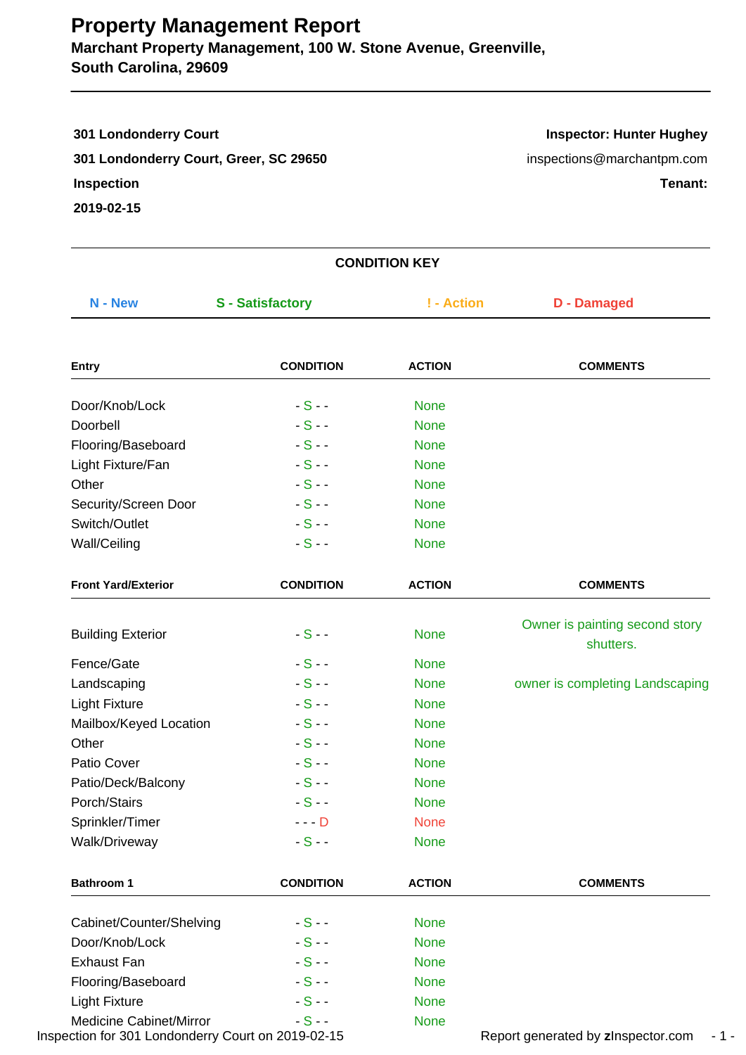# Property Management Report

**Marchant Property Management, 100 W. Stone Avenue, Greenville, South Carolina, 29609**

---

**301 Londonderry Court**

**301 Londonderry Court, Greer, SC 29650**

**Inspection**

**2019-02-15**

**Inspector: Hunter Hughey**

inspections@marchantpm.com

**Tenant:**

---

**CONDITION KEY**

N - New | S - Satisfactory | ! - Action | D - Damaged

| Entry | CONDITION | ACTION | COMMENTS |
|---|---|---|---|
| Door/Knob/Lock | - S - - | None | |
| Doorbell | - S - - | None | |
| Flooring/Baseboard | - S - - | None | |
| Light Fixture/Fan | - S - - | None | |
| Other | - S - - | None | |
| Security/Screen Door | - S - - | None | |
| Switch/Outlet | - S - - | None | |
| Wall/Ceiling | - S - - | None | |

| Front Yard/Exterior | CONDITION | ACTION | COMMENTS |
|---|---|---|---|
| Building Exterior | - S - - | None | Owner is painting second story shutters. |
| Fence/Gate | - S - - | None | |
| Landscaping | - S - - | None | owner is completing Landscaping |
| Light Fixture | - S - - | None | |
| Mailbox/Keyed Location | - S - - | None | |
| Other | - S - - | None | |
| Patio Cover | - S - - | None | |
| Patio/Deck/Balcony | - S - - | None | |
| Porch/Stairs | - S - - | None | |
| Sprinkler/Timer | - - - D | None | |
| Walk/Driveway | - S - - | None | |

| Bathroom 1 | CONDITION | ACTION | COMMENTS |
|---|---|---|---|
| Cabinet/Counter/Shelving | - S - - | None | |
| Door/Knob/Lock | - S - - | None | |
| Exhaust Fan | - S - - | None | |
| Flooring/Baseboard | - S - - | None | |
| Light Fixture | - S - - | None | |
| Medicine Cabinet/Mirror | - S - - | None | |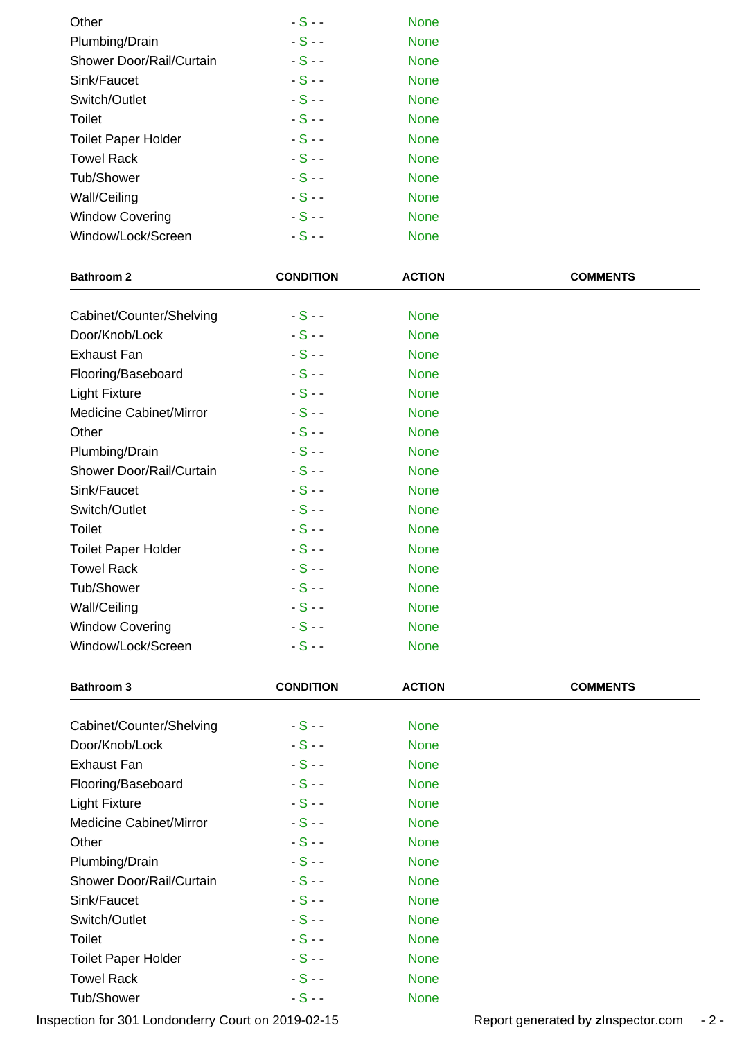| | | | |
|---|---|---|---|
| Other | - S - - | None | |
| Plumbing/Drain | - S - - | None | |
| Shower Door/Rail/Curtain | - S - - | None | |
| Sink/Faucet | - S - - | None | |
| Switch/Outlet | - S - - | None | |
| Toilet | - S - - | None | |
| Toilet Paper Holder | - S - - | None | |
| Towel Rack | - S - - | None | |
| Tub/Shower | - S - - | None | |
| Wall/Ceiling | - S - - | None | |
| Window Covering | - S - - | None | |
| Window/Lock/Screen | - S - - | None | |

| **Bathroom 2** | **CONDITION** | **ACTION** | **COMMENTS** |
|---|---|---|---|
| Cabinet/Counter/Shelving | - S - - | None | |
| Door/Knob/Lock | - S - - | None | |
| Exhaust Fan | - S - - | None | |
| Flooring/Baseboard | - S - - | None | |
| Light Fixture | - S - - | None | |
| Medicine Cabinet/Mirror | - S - - | None | |
| Other | - S - - | None | |
| Plumbing/Drain | - S - - | None | |
| Shower Door/Rail/Curtain | - S - - | None | |
| Sink/Faucet | - S - - | None | |
| Switch/Outlet | - S - - | None | |
| Toilet | - S - - | None | |
| Toilet Paper Holder | - S - - | None | |
| Towel Rack | - S - - | None | |
| Tub/Shower | - S - - | None | |
| Wall/Ceiling | - S - - | None | |
| Window Covering | - S - - | None | |
| Window/Lock/Screen | - S - - | None | |

| **Bathroom 3** | **CONDITION** | **ACTION** | **COMMENTS** |
|---|---|---|---|
| Cabinet/Counter/Shelving | - S - - | None | |
| Door/Knob/Lock | - S - - | None | |
| Exhaust Fan | - S - - | None | |
| Flooring/Baseboard | - S - - | None | |
| Light Fixture | - S - - | None | |
| Medicine Cabinet/Mirror | - S - - | None | |
| Other | - S - - | None | |
| Plumbing/Drain | - S - - | None | |
| Shower Door/Rail/Curtain | - S - - | None | |
| Sink/Faucet | - S - - | None | |
| Switch/Outlet | - S - - | None | |
| Toilet | - S - - | None | |
| Toilet Paper Holder | - S - - | None | |
| Towel Rack | - S - - | None | |
| Tub/Shower | - S - - | None | |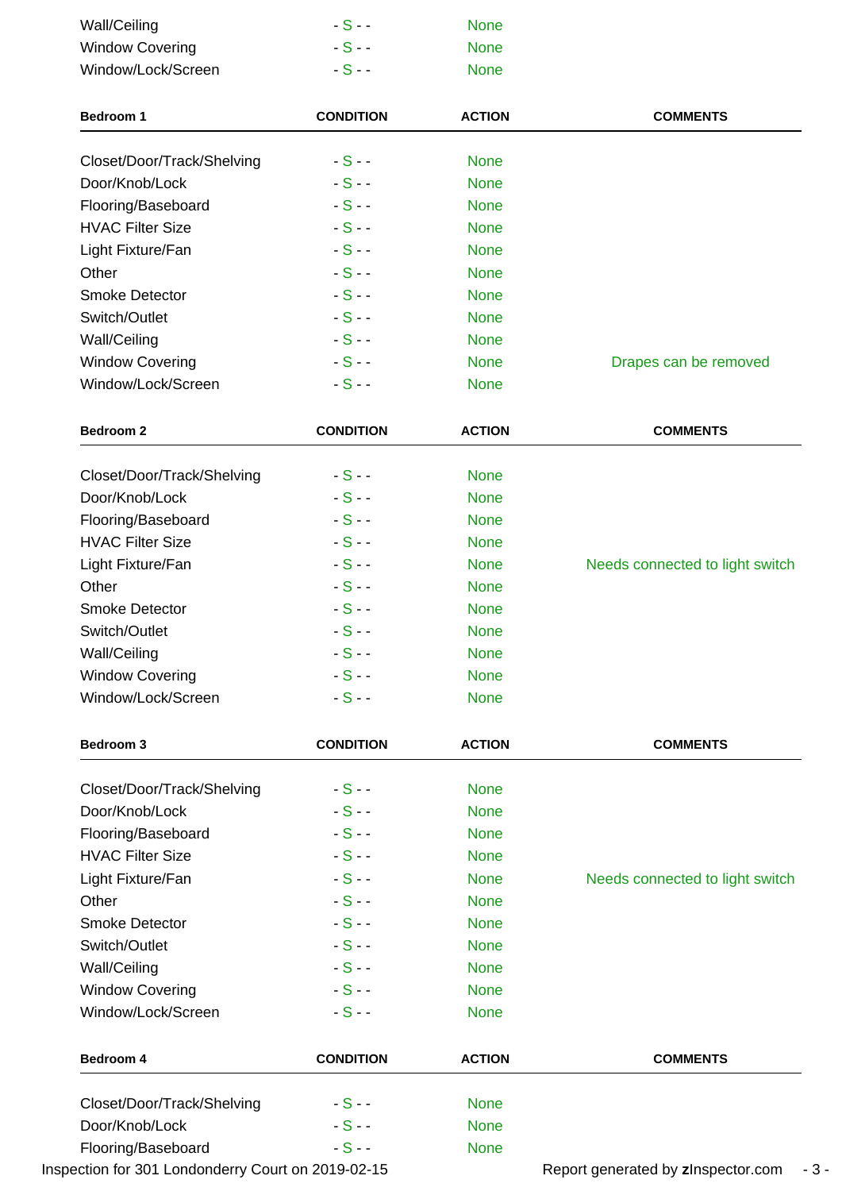| | | | |
|---|---|---|---|
| Wall/Ceiling | - S - - | None | |
| Window Covering | - S - - | None | |
| Window/Lock/Screen | - S - - | None | |

| **Bedroom 1** | **CONDITION** | **ACTION** | **COMMENTS** |
|---|---|---|---|
| Closet/Door/Track/Shelving | - S - - | None | |
| Door/Knob/Lock | - S - - | None | |
| Flooring/Baseboard | - S - - | None | |
| HVAC Filter Size | - S - - | None | |
| Light Fixture/Fan | - S - - | None | |
| Other | - S - - | None | |
| Smoke Detector | - S - - | None | |
| Switch/Outlet | - S - - | None | |
| Wall/Ceiling | - S - - | None | |
| Window Covering | - S - - | None | Drapes can be removed |
| Window/Lock/Screen | - S - - | None | |

| **Bedroom 2** | **CONDITION** | **ACTION** | **COMMENTS** |
|---|---|---|---|
| Closet/Door/Track/Shelving | - S - - | None | |
| Door/Knob/Lock | - S - - | None | |
| Flooring/Baseboard | - S - - | None | |
| HVAC Filter Size | - S - - | None | |
| Light Fixture/Fan | - S - - | None | Needs connected to light switch |
| Other | - S - - | None | |
| Smoke Detector | - S - - | None | |
| Switch/Outlet | - S - - | None | |
| Wall/Ceiling | - S - - | None | |
| Window Covering | - S - - | None | |
| Window/Lock/Screen | - S - - | None | |

| **Bedroom 3** | **CONDITION** | **ACTION** | **COMMENTS** |
|---|---|---|---|
| Closet/Door/Track/Shelving | - S - - | None | |
| Door/Knob/Lock | - S - - | None | |
| Flooring/Baseboard | - S - - | None | |
| HVAC Filter Size | - S - - | None | |
| Light Fixture/Fan | - S - - | None | Needs connected to light switch |
| Other | - S - - | None | |
| Smoke Detector | - S - - | None | |
| Switch/Outlet | - S - - | None | |
| Wall/Ceiling | - S - - | None | |
| Window Covering | - S - - | None | |
| Window/Lock/Screen | - S - - | None | |

| **Bedroom 4** | **CONDITION** | **ACTION** | **COMMENTS** |
|---|---|---|---|
| Closet/Door/Track/Shelving | - S - - | None | |
| Door/Knob/Lock | - S - - | None | |
| Flooring/Baseboard | - S - - | None | |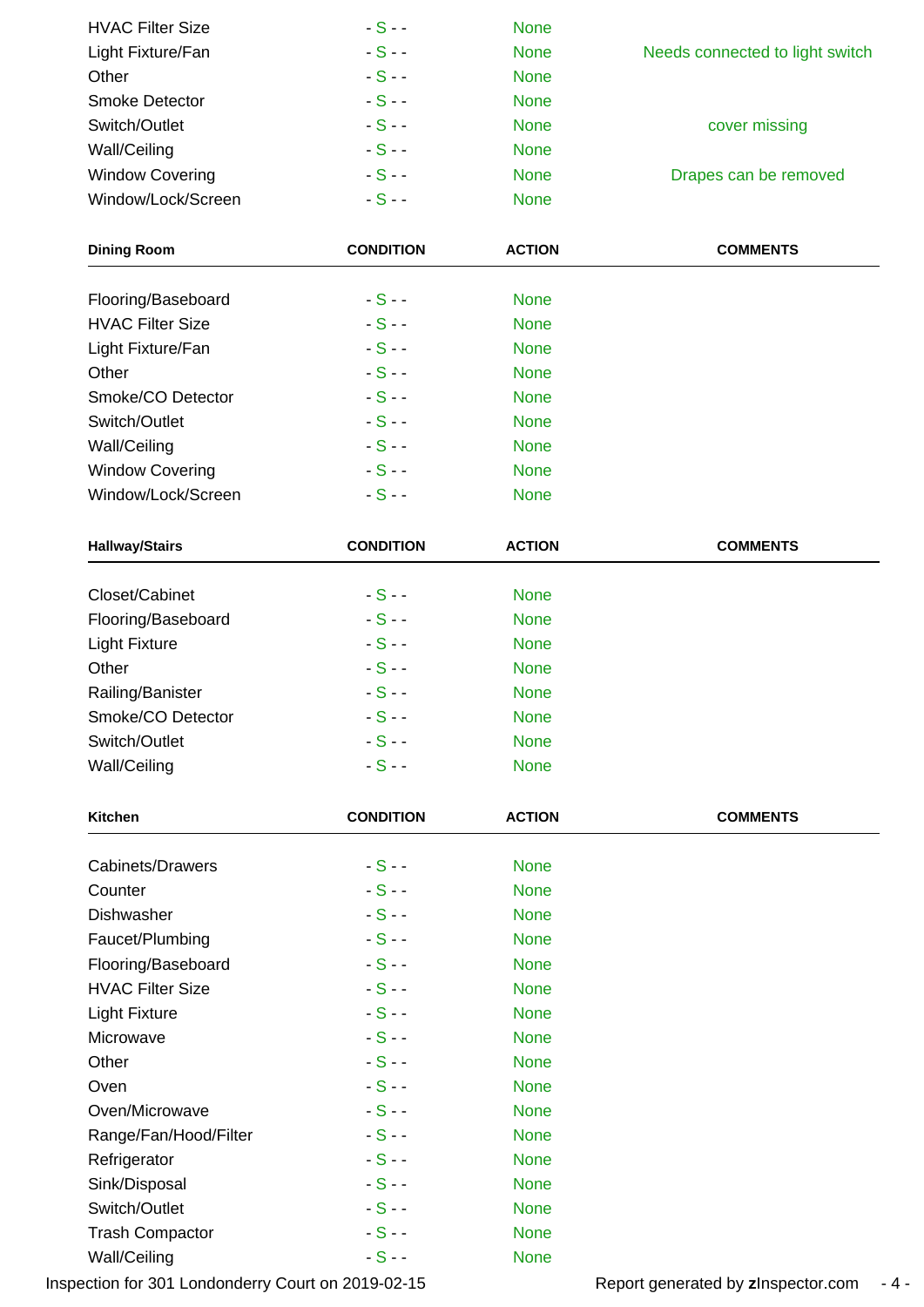| | | | |
|---|---|---|---|
| HVAC Filter Size | - S - - | None | |
| Light Fixture/Fan | - S - - | None | Needs connected to light switch |
| Other | - S - - | None | |
| Smoke Detector | - S - - | None | |
| Switch/Outlet | - S - - | None | cover missing |
| Wall/Ceiling | - S - - | None | |
| Window Covering | - S - - | None | Drapes can be removed |
| Window/Lock/Screen | - S - - | None | |

| Dining Room | CONDITION | ACTION | COMMENTS |
|---|---|---|---|
| Flooring/Baseboard | - S - - | None | |
| HVAC Filter Size | - S - - | None | |
| Light Fixture/Fan | - S - - | None | |
| Other | - S - - | None | |
| Smoke/CO Detector | - S - - | None | |
| Switch/Outlet | - S - - | None | |
| Wall/Ceiling | - S - - | None | |
| Window Covering | - S - - | None | |
| Window/Lock/Screen | - S - - | None | |

| Hallway/Stairs | CONDITION | ACTION | COMMENTS |
|---|---|---|---|
| Closet/Cabinet | - S - - | None | |
| Flooring/Baseboard | - S - - | None | |
| Light Fixture | - S - - | None | |
| Other | - S - - | None | |
| Railing/Banister | - S - - | None | |
| Smoke/CO Detector | - S - - | None | |
| Switch/Outlet | - S - - | None | |
| Wall/Ceiling | - S - - | None | |

| Kitchen | CONDITION | ACTION | COMMENTS |
|---|---|---|---|
| Cabinets/Drawers | - S - - | None | |
| Counter | - S - - | None | |
| Dishwasher | - S - - | None | |
| Faucet/Plumbing | - S - - | None | |
| Flooring/Baseboard | - S - - | None | |
| HVAC Filter Size | - S - - | None | |
| Light Fixture | - S - - | None | |
| Microwave | - S - - | None | |
| Other | - S - - | None | |
| Oven | - S - - | None | |
| Oven/Microwave | - S - - | None | |
| Range/Fan/Hood/Filter | - S - - | None | |
| Refrigerator | - S - - | None | |
| Sink/Disposal | - S - - | None | |
| Switch/Outlet | - S - - | None | |
| Trash Compactor | - S - - | None | |
| Wall/Ceiling | - S - - | None | |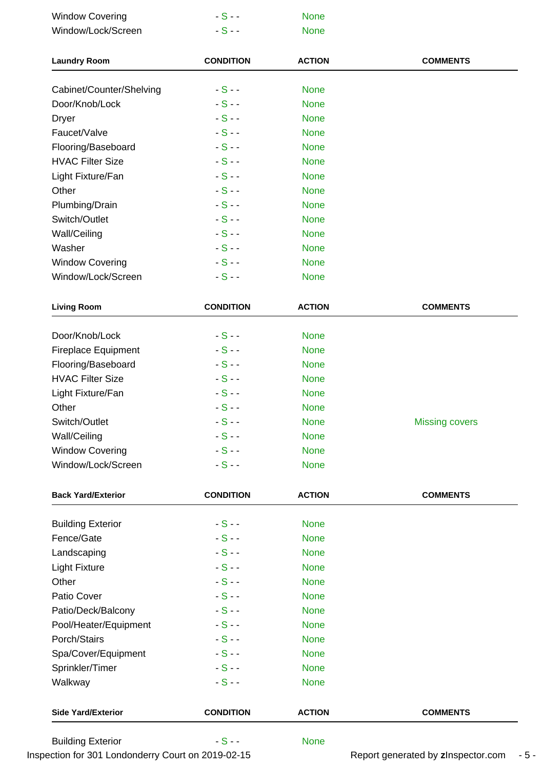| | | | |
|---|---|---|---|
| Window Covering | - S - - | None | |
| Window/Lock/Screen | - S - - | None | |

| Laundry Room | CONDITION | ACTION | COMMENTS |
|---|---|---|---|
| Cabinet/Counter/Shelving | - S - - | None | |
| Door/Knob/Lock | - S - - | None | |
| Dryer | - S - - | None | |
| Faucet/Valve | - S - - | None | |
| Flooring/Baseboard | - S - - | None | |
| HVAC Filter Size | - S - - | None | |
| Light Fixture/Fan | - S - - | None | |
| Other | - S - - | None | |
| Plumbing/Drain | - S - - | None | |
| Switch/Outlet | - S - - | None | |
| Wall/Ceiling | - S - - | None | |
| Washer | - S - - | None | |
| Window Covering | - S - - | None | |
| Window/Lock/Screen | - S - - | None | |

| Living Room | CONDITION | ACTION | COMMENTS |
|---|---|---|---|
| Door/Knob/Lock | - S - - | None | |
| Fireplace Equipment | - S - - | None | |
| Flooring/Baseboard | - S - - | None | |
| HVAC Filter Size | - S - - | None | |
| Light Fixture/Fan | - S - - | None | |
| Other | - S - - | None | |
| Switch/Outlet | - S - - | None | Missing covers |
| Wall/Ceiling | - S - - | None | |
| Window Covering | - S - - | None | |
| Window/Lock/Screen | - S - - | None | |

| Back Yard/Exterior | CONDITION | ACTION | COMMENTS |
|---|---|---|---|
| Building Exterior | - S - - | None | |
| Fence/Gate | - S - - | None | |
| Landscaping | - S - - | None | |
| Light Fixture | - S - - | None | |
| Other | - S - - | None | |
| Patio Cover | - S - - | None | |
| Patio/Deck/Balcony | - S - - | None | |
| Pool/Heater/Equipment | - S - - | None | |
| Porch/Stairs | - S - - | None | |
| Spa/Cover/Equipment | - S - - | None | |
| Sprinkler/Timer | - S - - | None | |
| Walkway | - S - - | None | |

| Side Yard/Exterior | CONDITION | ACTION | COMMENTS |
|---|---|---|---|
| Building Exterior | - S - - | None | |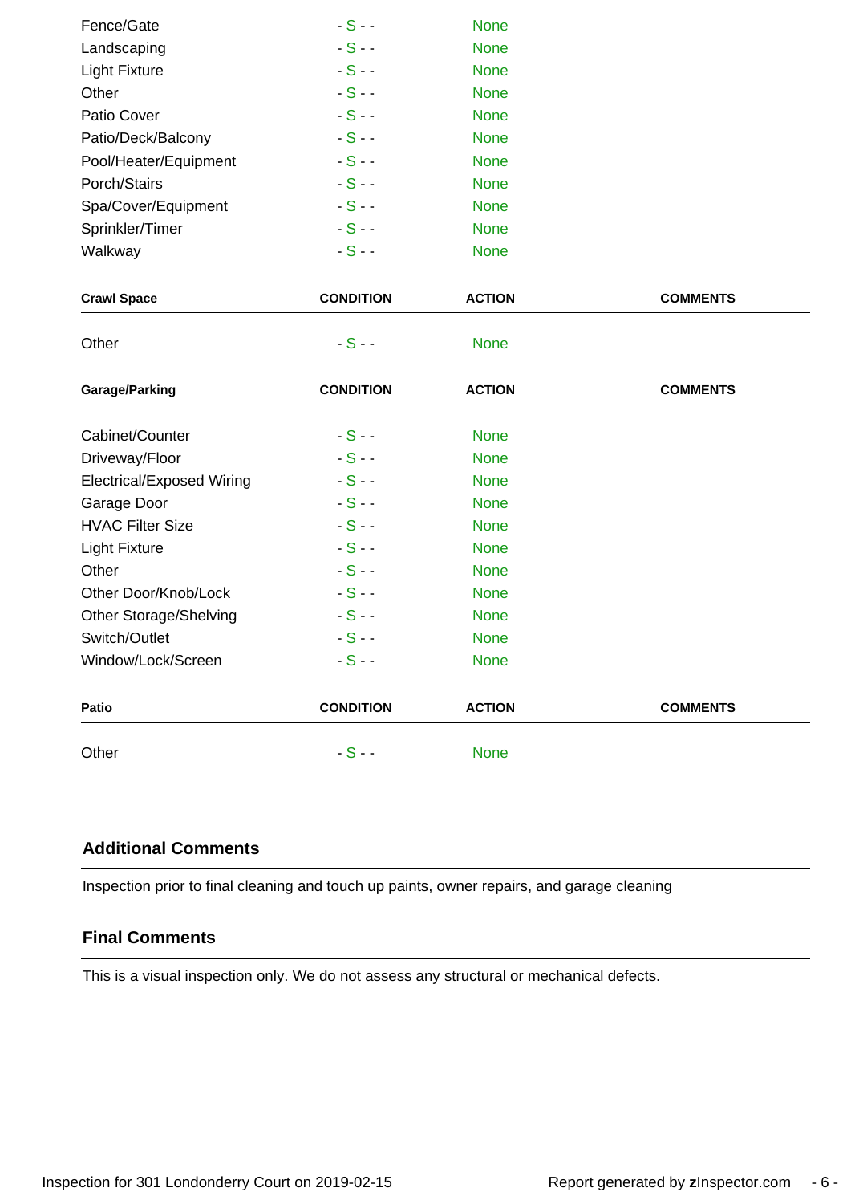| | CONDITION | ACTION | COMMENTS |
|---|---|---|---|
| Fence/Gate | - S - - | None | |
| Landscaping | - S - - | None | |
| Light Fixture | - S - - | None | |
| Other | - S - - | None | |
| Patio Cover | - S - - | None | |
| Patio/Deck/Balcony | - S - - | None | |
| Pool/Heater/Equipment | - S - - | None | |
| Porch/Stairs | - S - - | None | |
| Spa/Cover/Equipment | - S - - | None | |
| Sprinkler/Timer | - S - - | None | |
| Walkway | - S - - | None | |

| Crawl Space | CONDITION | ACTION | COMMENTS |
|---|---|---|---|
| Other | - S - - | None | |

| Garage/Parking | CONDITION | ACTION | COMMENTS |
|---|---|---|---|
| Cabinet/Counter | - S - - | None | |
| Driveway/Floor | - S - - | None | |
| Electrical/Exposed Wiring | - S - - | None | |
| Garage Door | - S - - | None | |
| HVAC Filter Size | - S - - | None | |
| Light Fixture | - S - - | None | |
| Other | - S - - | None | |
| Other Door/Knob/Lock | - S - - | None | |
| Other Storage/Shelving | - S - - | None | |
| Switch/Outlet | - S - - | None | |
| Window/Lock/Screen | - S - - | None | |

| Patio | CONDITION | ACTION | COMMENTS |
|---|---|---|---|
| Other | - S - - | None | |

## Additional Comments

Inspection prior to final cleaning and touch up paints, owner repairs, and garage cleaning

## Final Comments

This is a visual inspection only. We do not assess any structural or mechanical defects.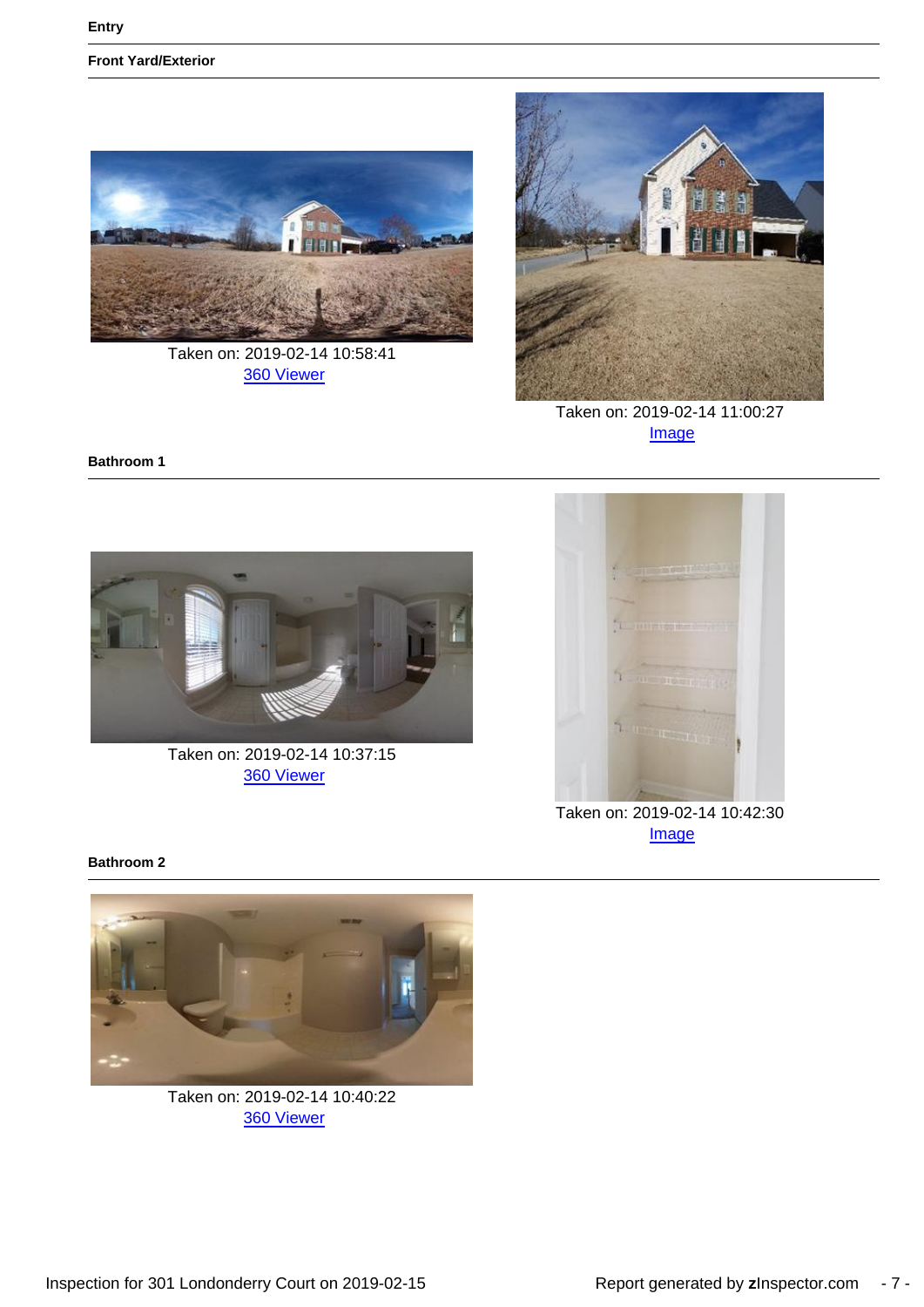### Entry

#### Front Yard/Exterior

Taken on: 2019-02-14 10:58:41
360 Viewer

Taken on: 2019-02-14 11:00:27
Image

#### Bathroom 1

Taken on: 2019-02-14 10:37:15
360 Viewer

Taken on: 2019-02-14 10:42:30
Image

#### Bathroom 2

Taken on: 2019-02-14 10:40:22
360 Viewer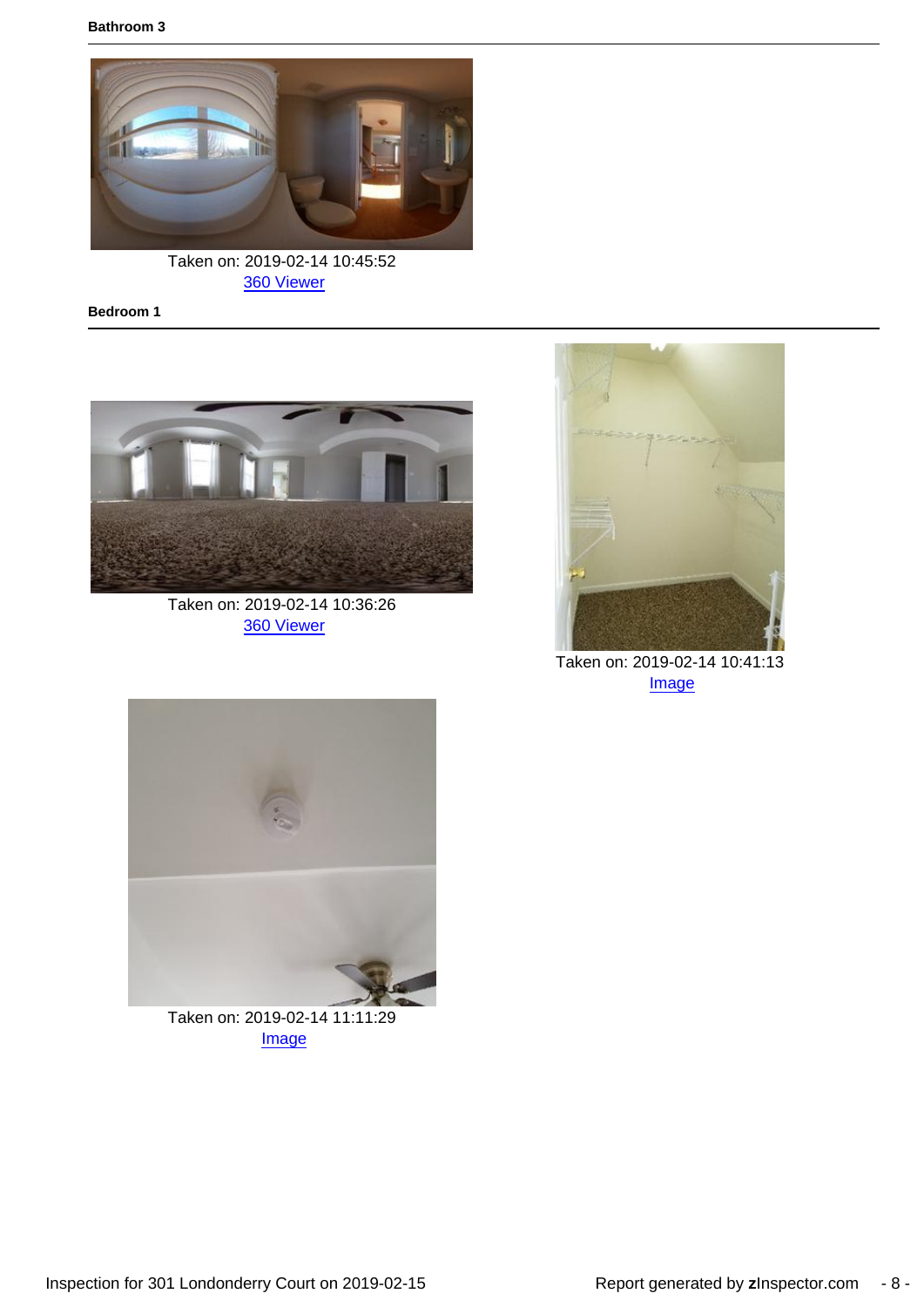**Bathroom 3**

Taken on: 2019-02-14 10:45:52
360 Viewer

**Bedroom 1**

Taken on: 2019-02-14 10:36:26
360 Viewer

Taken on: 2019-02-14 10:41:13
Image

Taken on: 2019-02-14 11:11:29
Image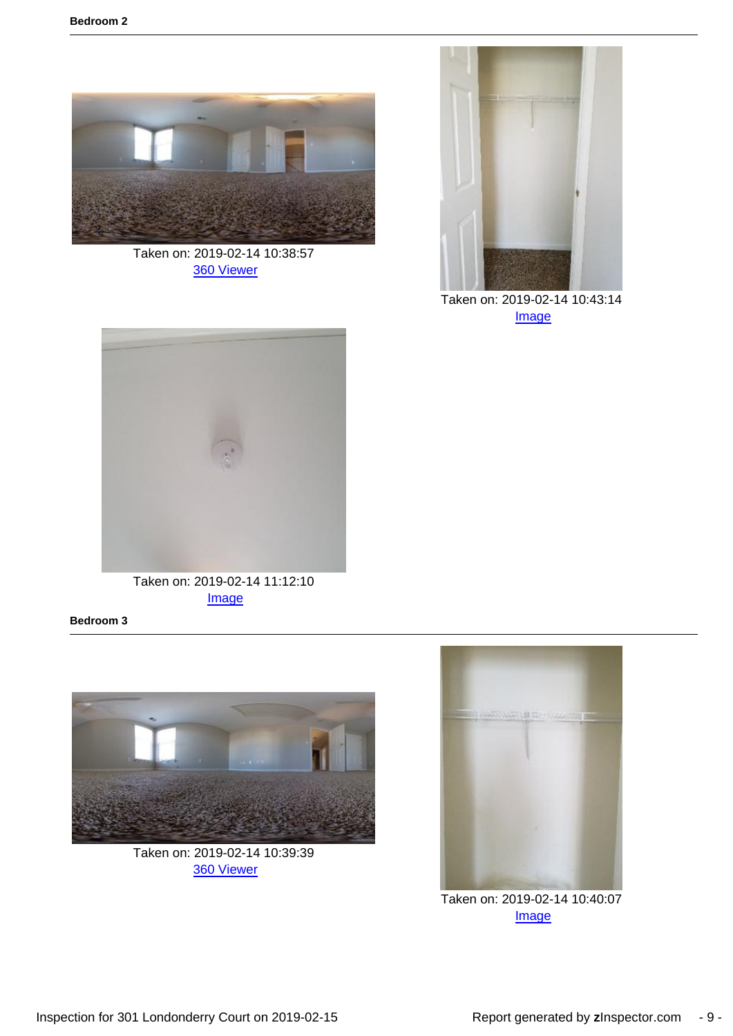**Bedroom 2**

Taken on: 2019-02-14 10:38:57
360 Viewer

Taken on: 2019-02-14 10:43:14
Image

Taken on: 2019-02-14 11:12:10
Image

**Bedroom 3**

Taken on: 2019-02-14 10:39:39
360 Viewer

Taken on: 2019-02-14 10:40:07
Image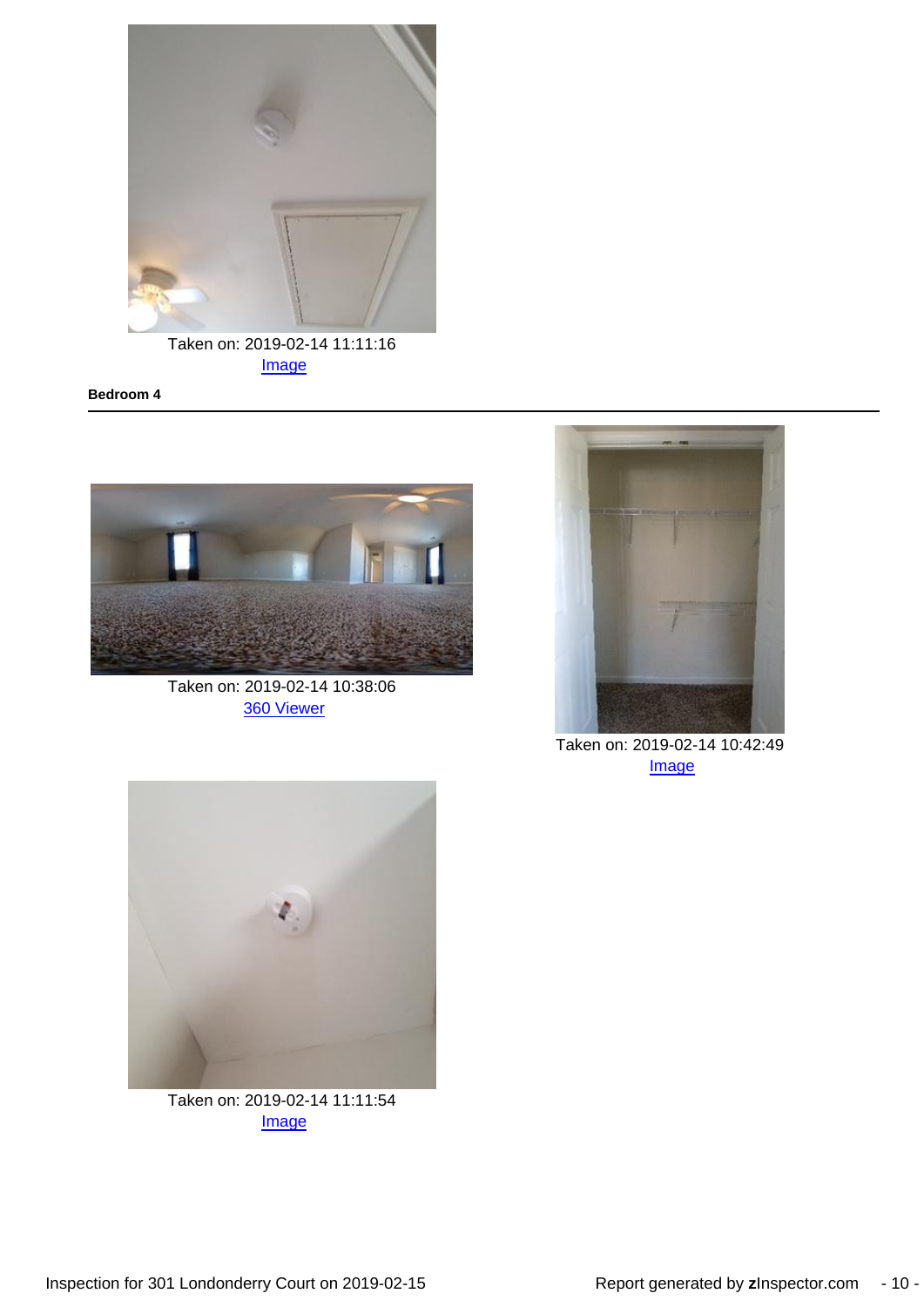Taken on: 2019-02-14 11:11:16
[Image]

**Bedroom 4**

Taken on: 2019-02-14 10:38:06
[360 Viewer]

Taken on: 2019-02-14 10:42:49
[Image]

Taken on: 2019-02-14 11:11:54
[Image]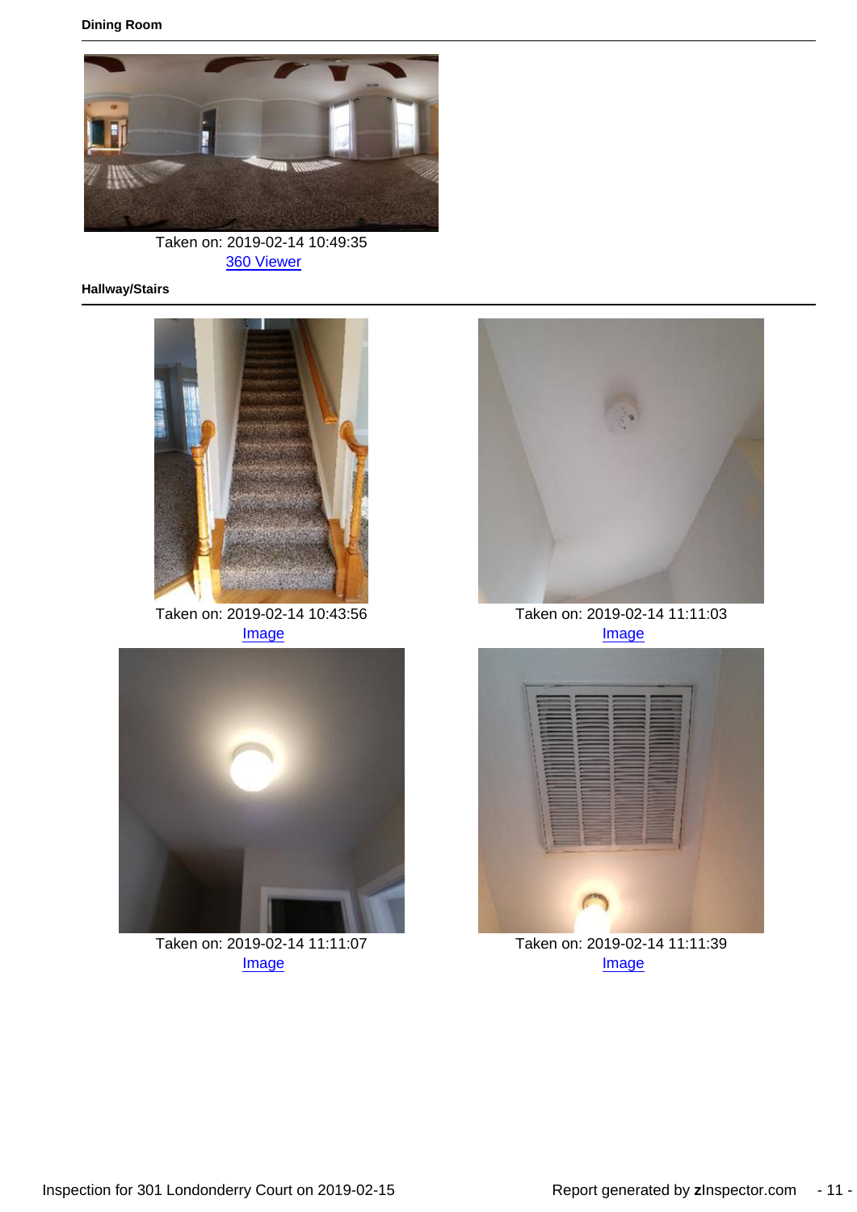### Dining Room

Taken on: 2019-02-14 10:49:35
[360 Viewer]

### Hallway/Stairs

Taken on: 2019-02-14 10:43:56
[Image]

Taken on: 2019-02-14 11:11:03
[Image]

Taken on: 2019-02-14 11:11:07
[Image]

Taken on: 2019-02-14 11:11:39
[Image]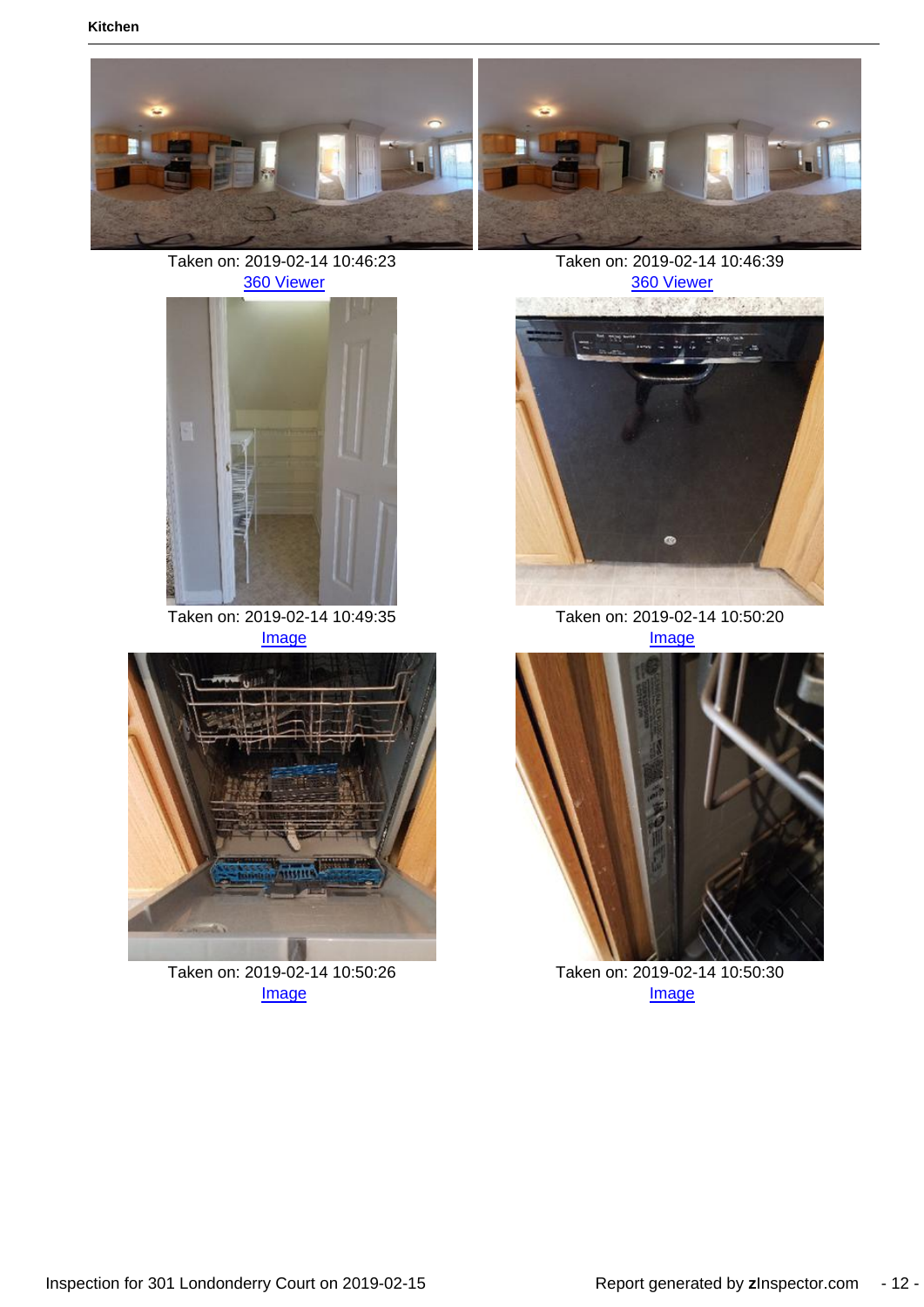Kitchen

Taken on: 2019-02-14 10:46:23
360 Viewer

Taken on: 2019-02-14 10:46:39
360 Viewer

Taken on: 2019-02-14 10:49:35
Image

Taken on: 2019-02-14 10:50:20
Image

Taken on: 2019-02-14 10:50:26
Image

Taken on: 2019-02-14 10:50:30
Image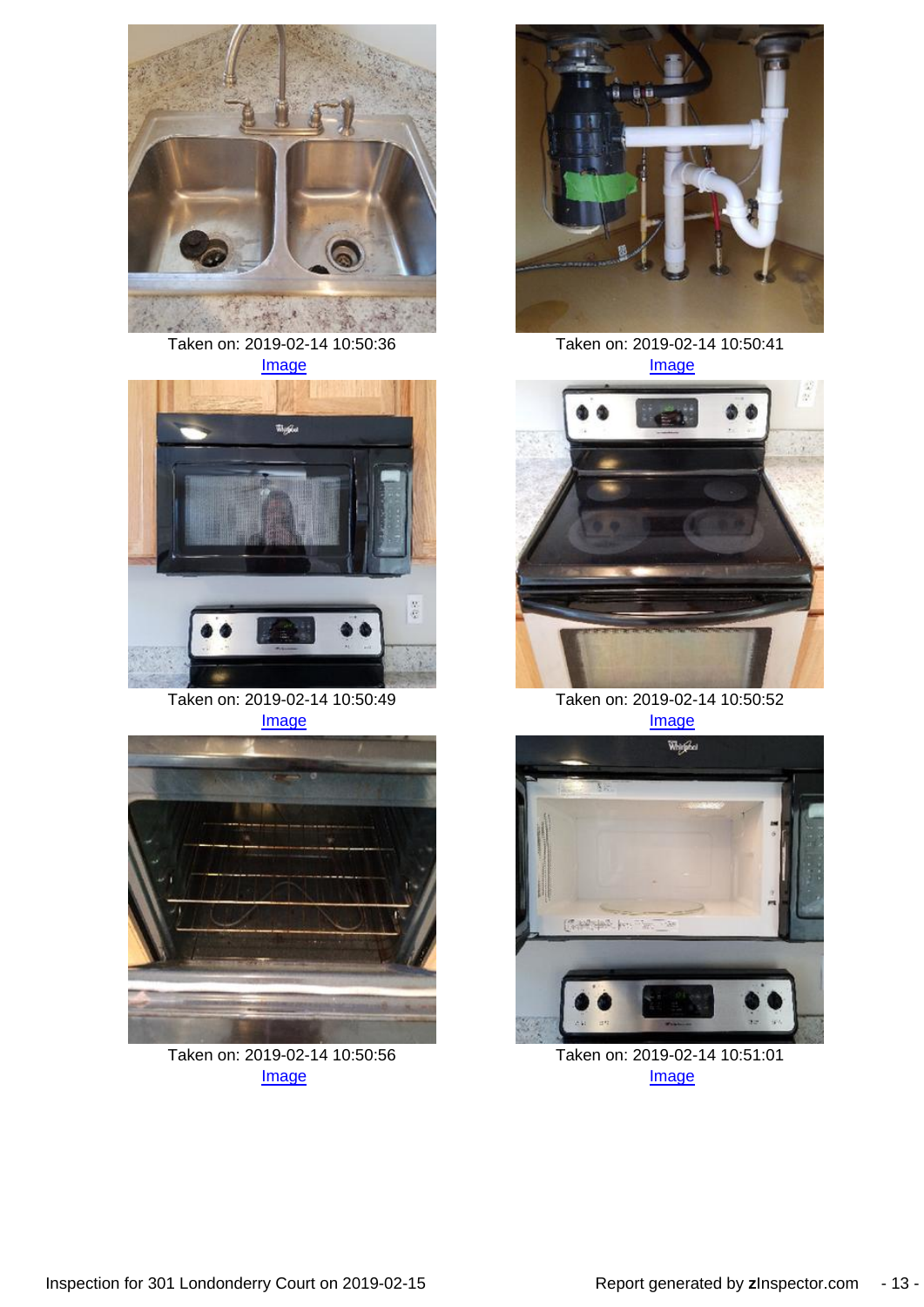Taken on: 2019-02-14 10:50:36
Image

Taken on: 2019-02-14 10:50:41
Image

Taken on: 2019-02-14 10:50:49
Image

Taken on: 2019-02-14 10:50:52
Image

Taken on: 2019-02-14 10:50:56
Image

Taken on: 2019-02-14 10:51:01
Image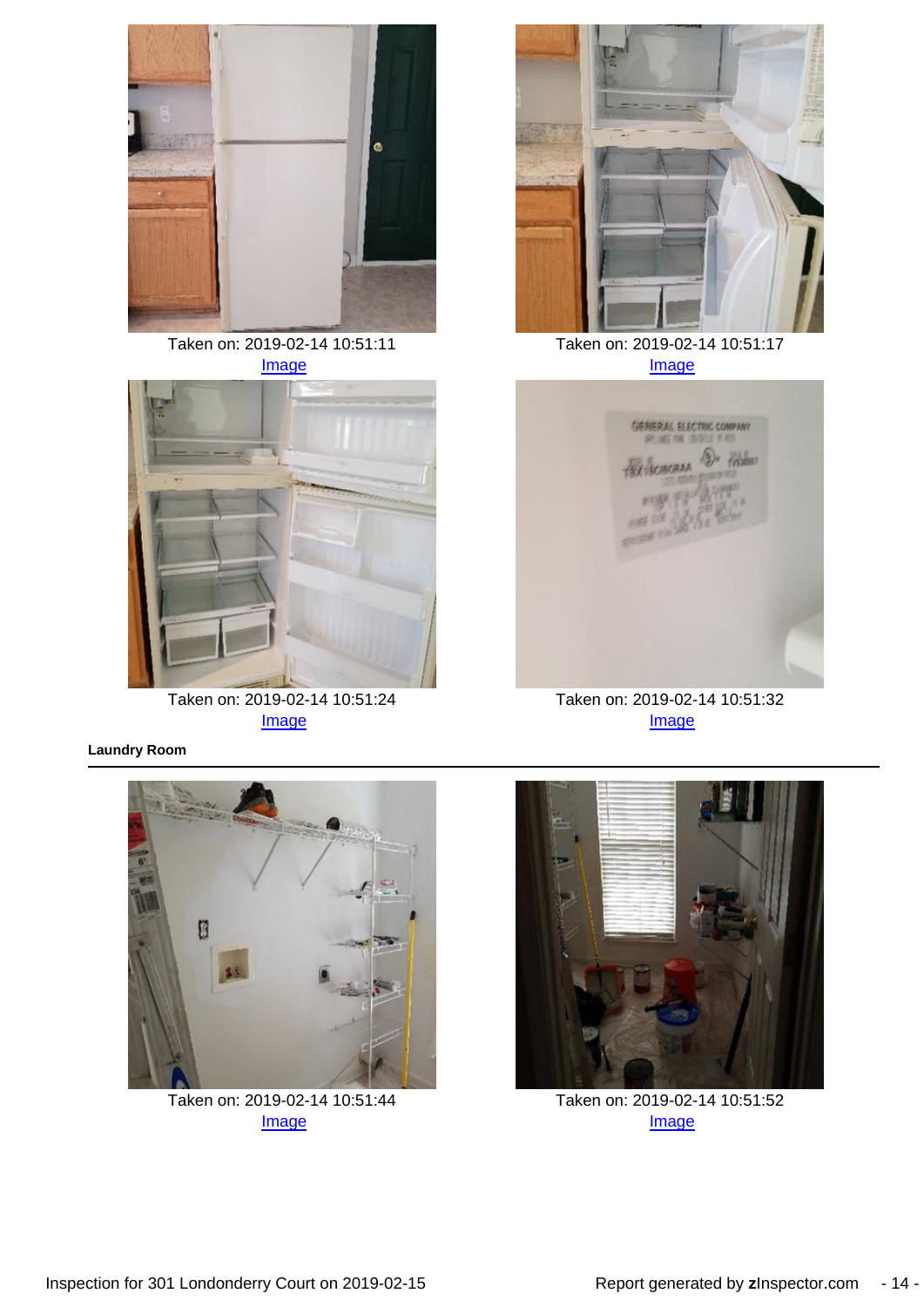Taken on: 2019-02-14 10:51:11
Image

Taken on: 2019-02-14 10:51:17
Image

Taken on: 2019-02-14 10:51:24
Image

Taken on: 2019-02-14 10:51:32
Image

**Laundry Room**

Taken on: 2019-02-14 10:51:44
Image

Taken on: 2019-02-14 10:51:52
Image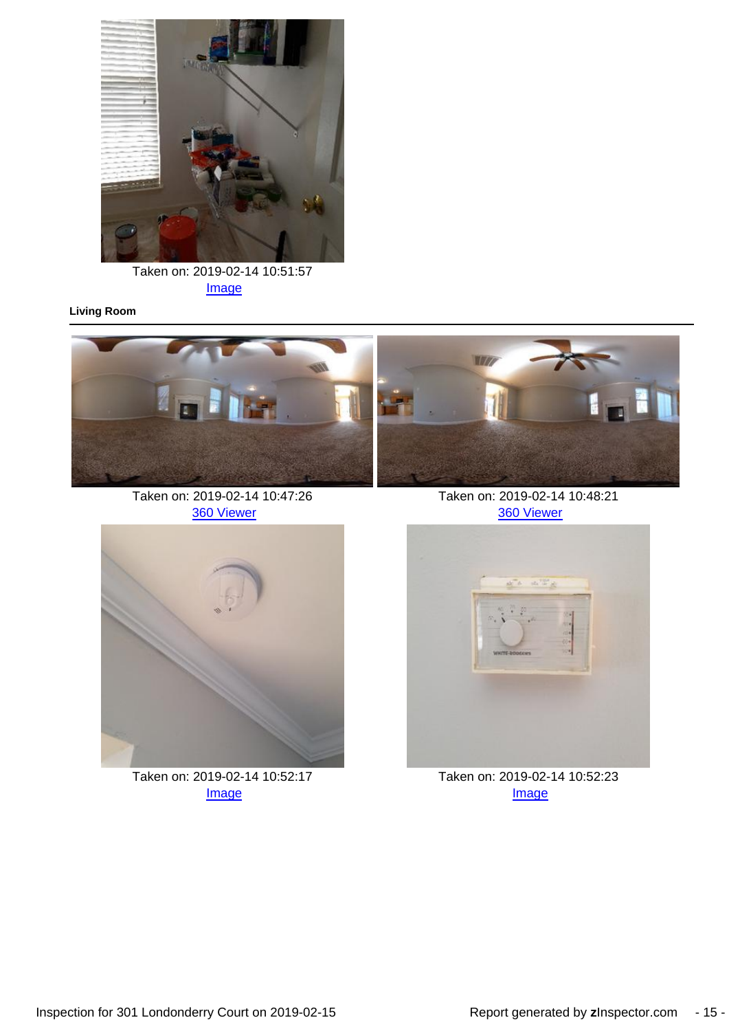Taken on: 2019-02-14 10:51:57
Image

**Living Room**

Taken on: 2019-02-14 10:47:26
360 Viewer

Taken on: 2019-02-14 10:48:21
360 Viewer

Taken on: 2019-02-14 10:52:17
Image

Taken on: 2019-02-14 10:52:23
Image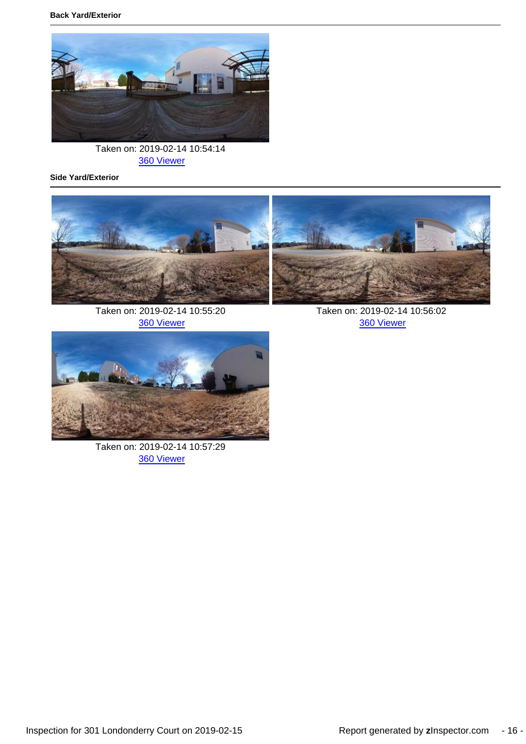### Back Yard/Exterior

Taken on: 2019-02-14 10:54:14
360 Viewer

### Side Yard/Exterior

Taken on: 2019-02-14 10:55:20
360 Viewer

Taken on: 2019-02-14 10:56:02
360 Viewer

Taken on: 2019-02-14 10:57:29
360 Viewer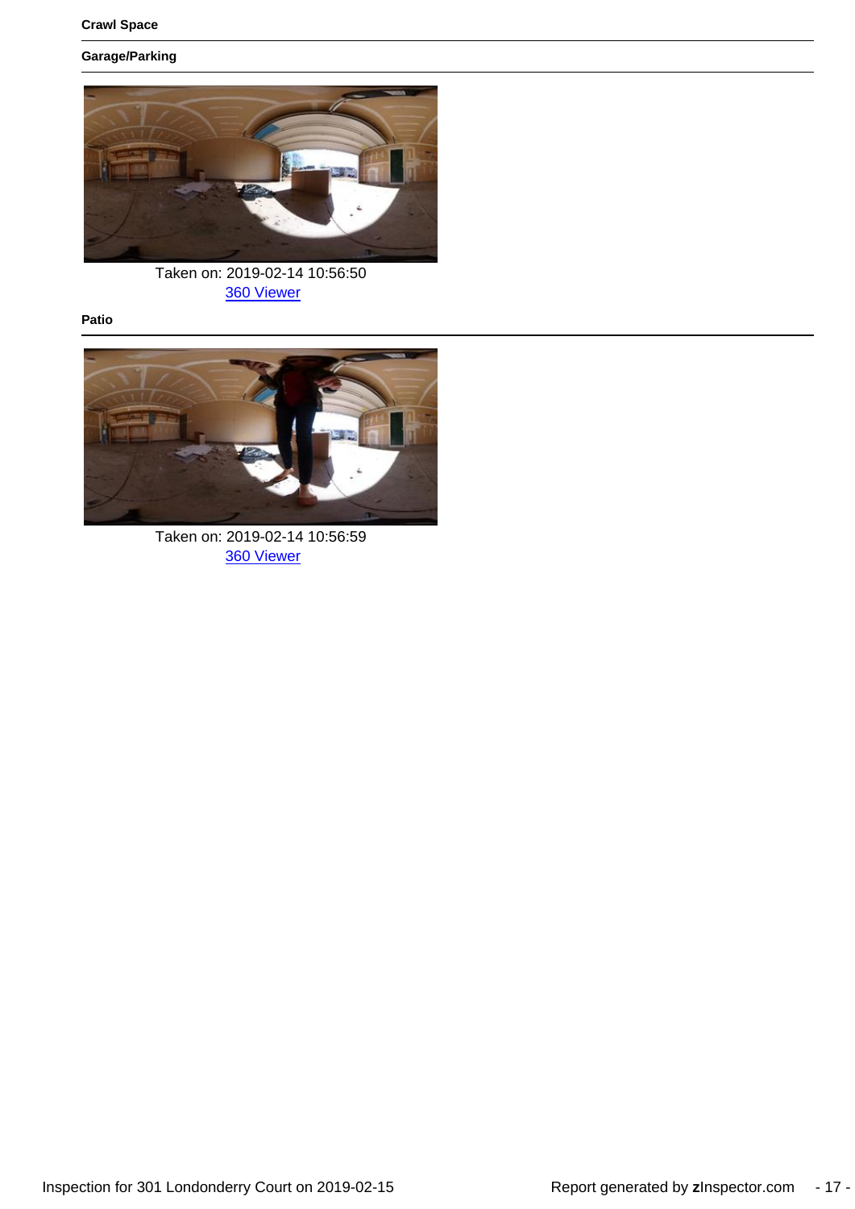**Crawl Space**

**Garage/Parking**

Taken on: 2019-02-14 10:56:50

360 Viewer

**Patio**

Taken on: 2019-02-14 10:56:59

360 Viewer